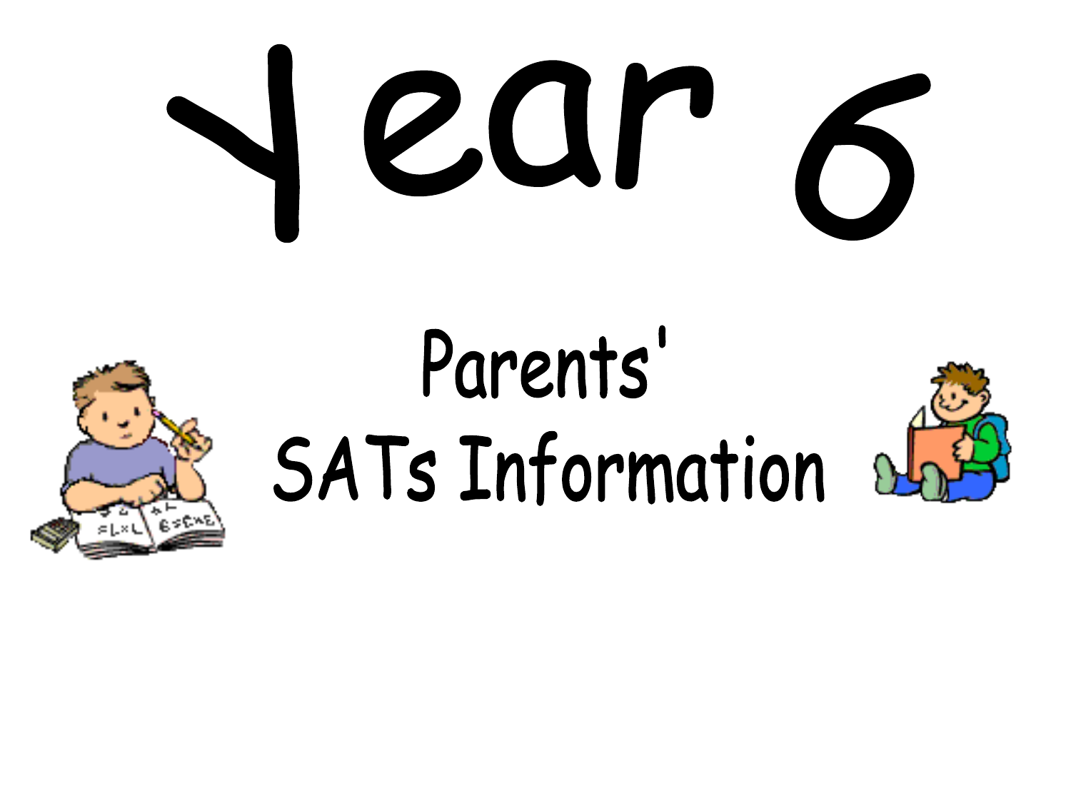# Year 6

## Parents'
## SATs Information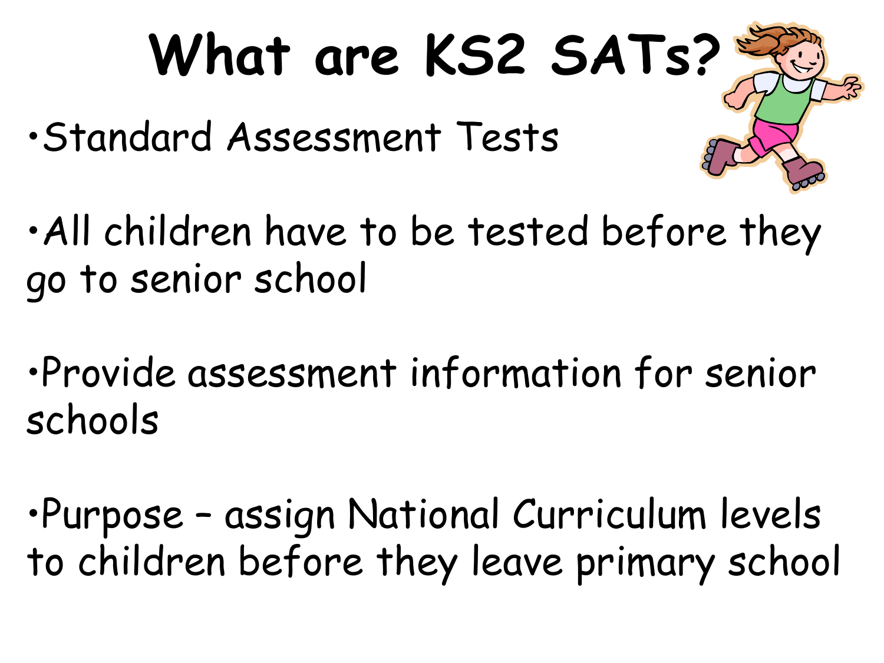# What are KS2 SATs?

- Standard Assessment Tests
- All children have to be tested before they go to senior school
- Provide assessment information for senior schools
- Purpose – assign National Curriculum levels to children before they leave primary school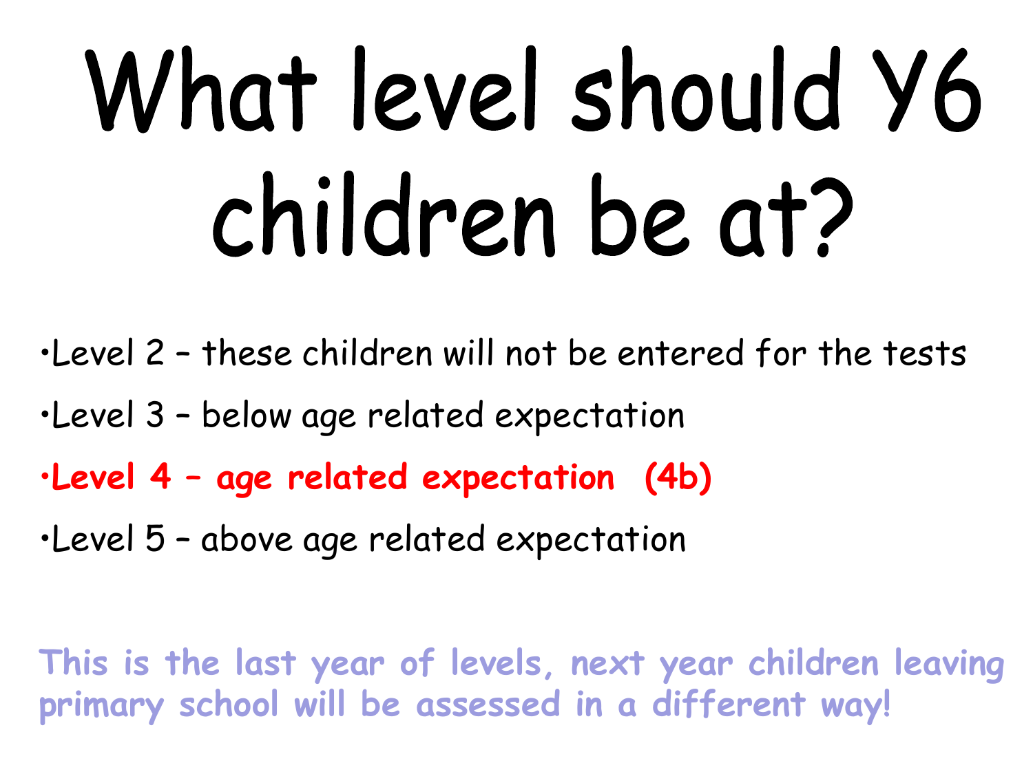# What level should Y6 children be at?

- Level 2 – these children will not be entered for the tests
- Level 3 – below age related expectation
- **Level 4 – age related expectation (4b)**
- Level 5 – above age related expectation

**This is the last year of levels, next year children leaving primary school will be assessed in a different way!**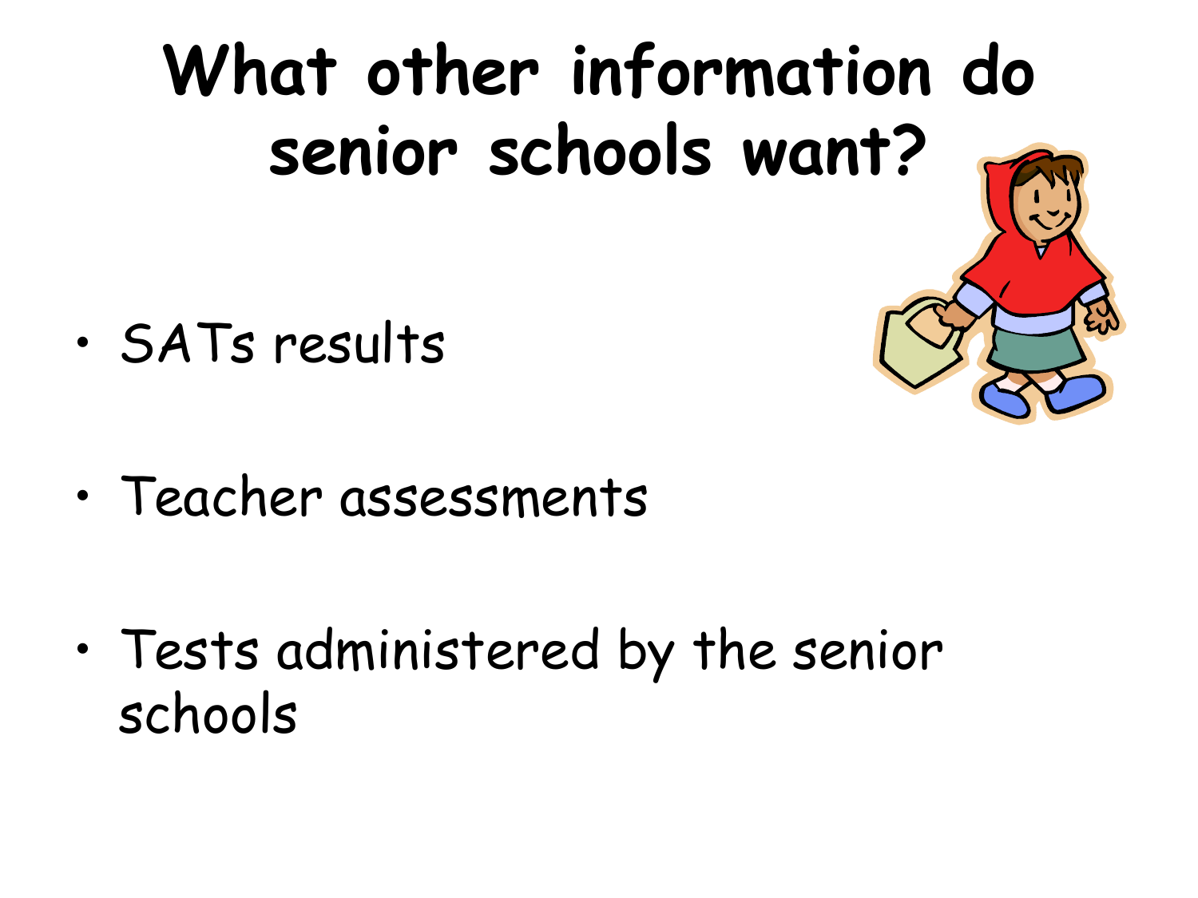# What other information do senior schools want?

- SATs results
- Teacher assessments
- Tests administered by the senior schools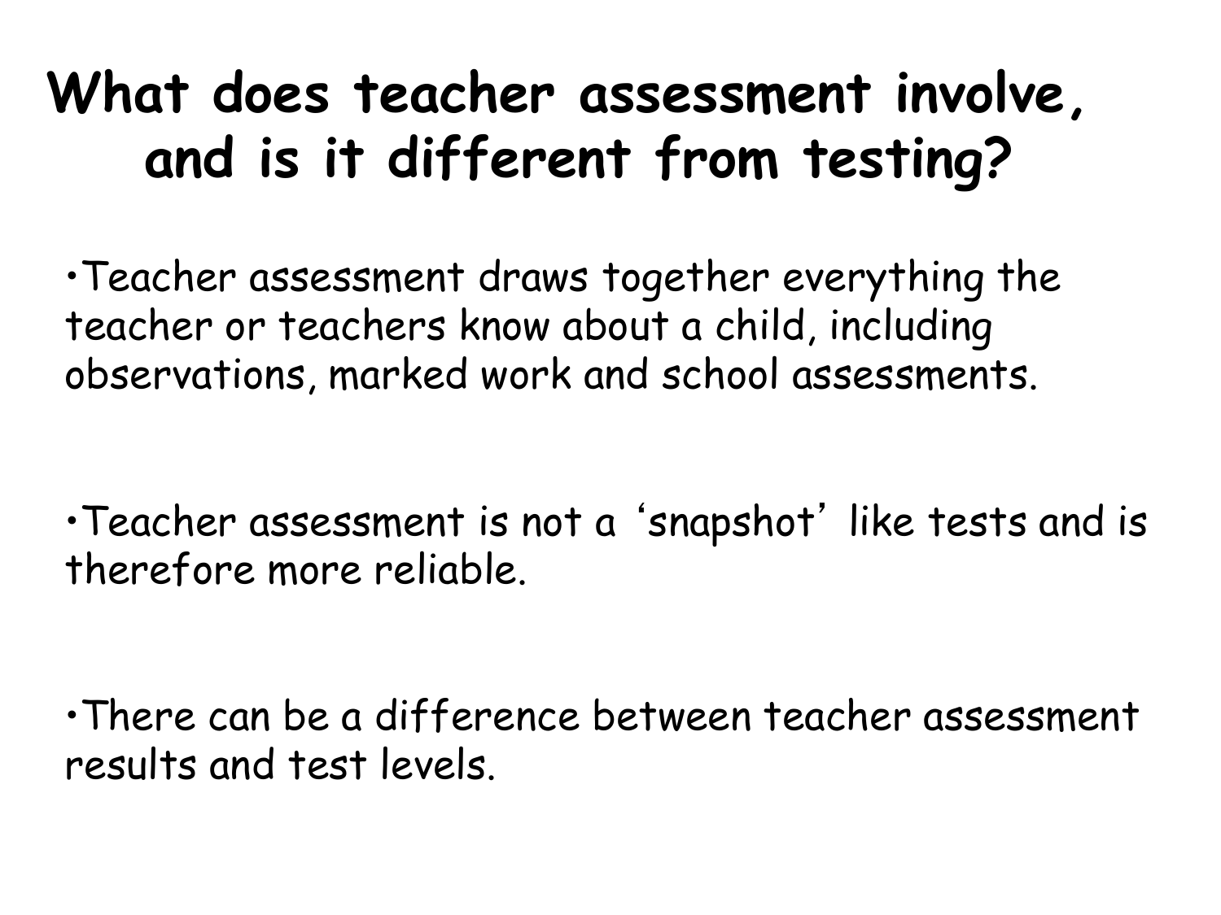# What does teacher assessment involve, and is it different from testing?

- Teacher assessment draws together everything the teacher or teachers know about a child, including observations, marked work and school assessments.

- Teacher assessment is not a ‘snapshot’ like tests and is therefore more reliable.

- There can be a difference between teacher assessment results and test levels.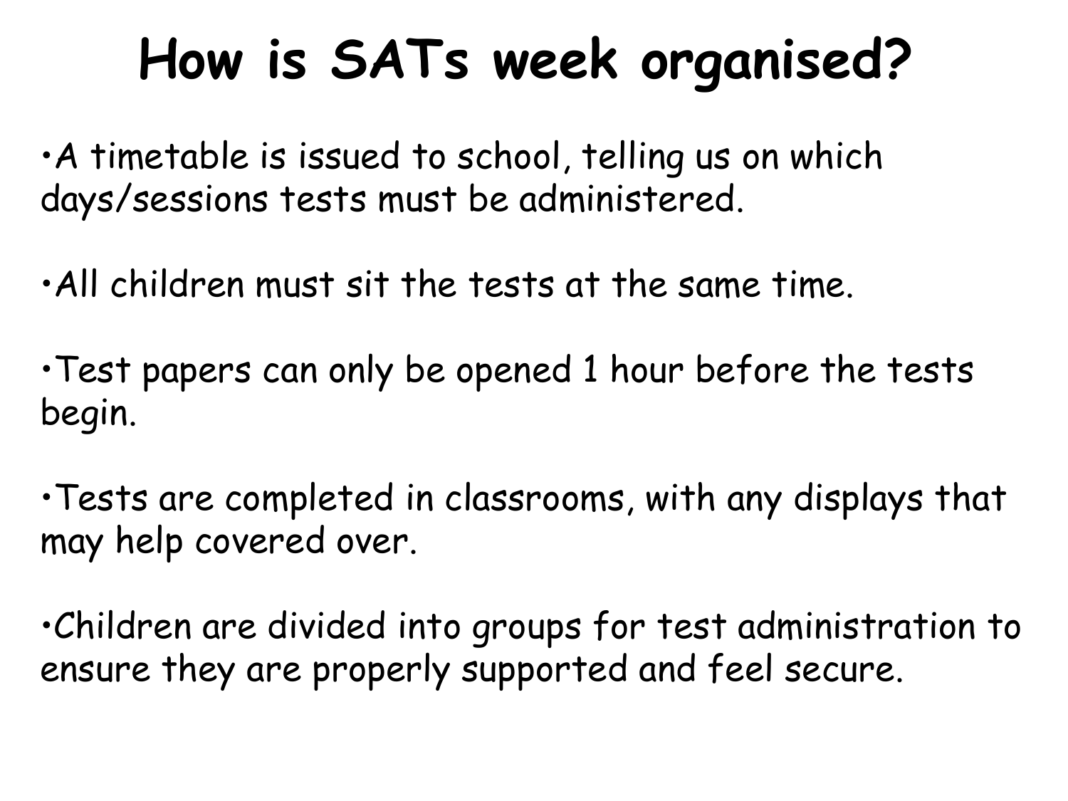# How is SATs week organised?

- A timetable is issued to school, telling us on which days/sessions tests must be administered.
- All children must sit the tests at the same time.
- Test papers can only be opened 1 hour before the tests begin.
- Tests are completed in classrooms, with any displays that may help covered over.
- Children are divided into groups for test administration to ensure they are properly supported and feel secure.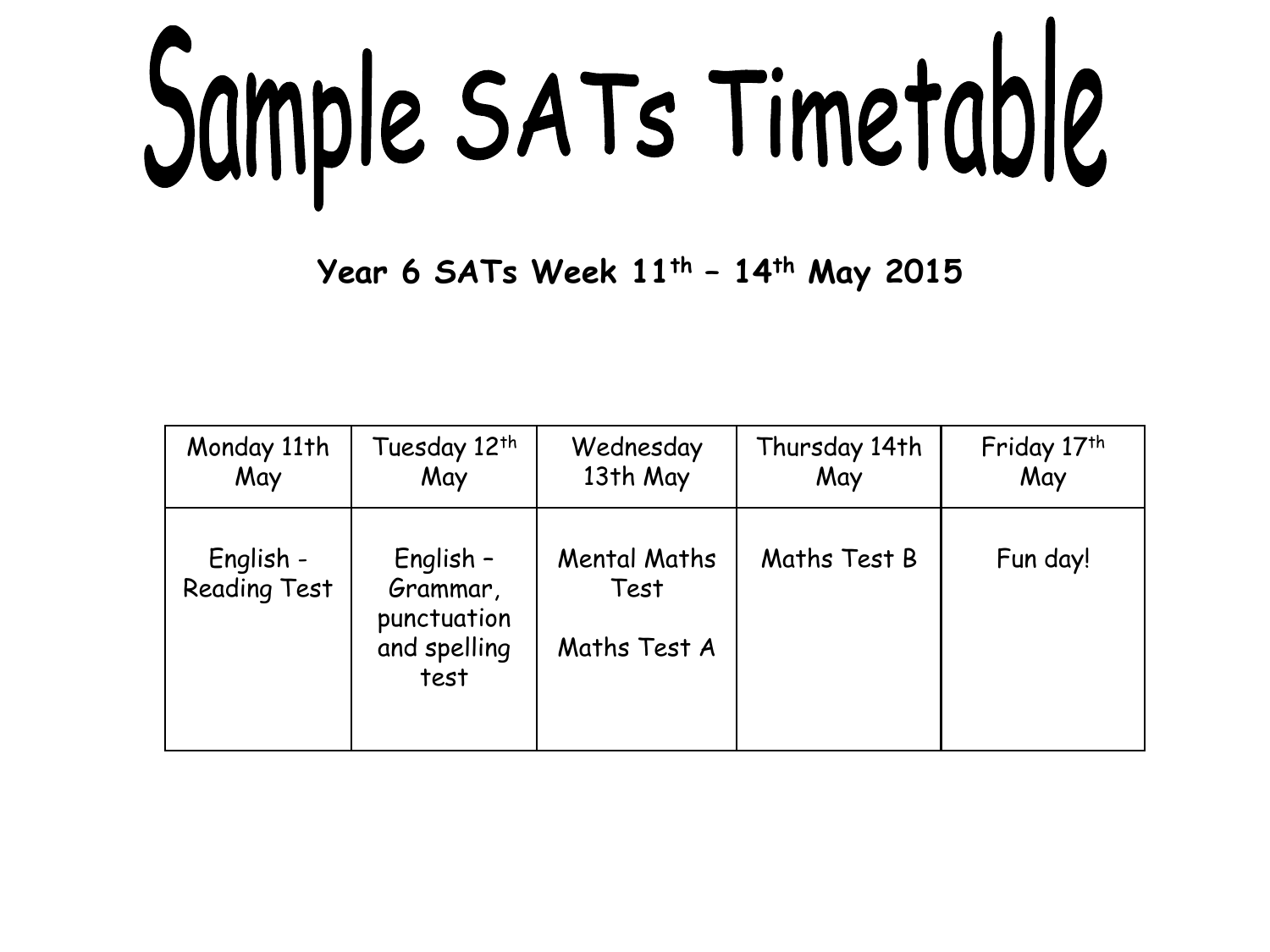# Sample SATs Timetable

**Year 6 SATs Week 11th – 14th May 2015**

| Monday 11th May | Tuesday 12th May | Wednesday 13th May | Thursday 14th May | Friday 17th May |
|---|---|---|---|---|
| English - Reading Test | English – Grammar, punctuation and spelling test | Mental Maths Test<br><br>Maths Test A | Maths Test B | Fun day! |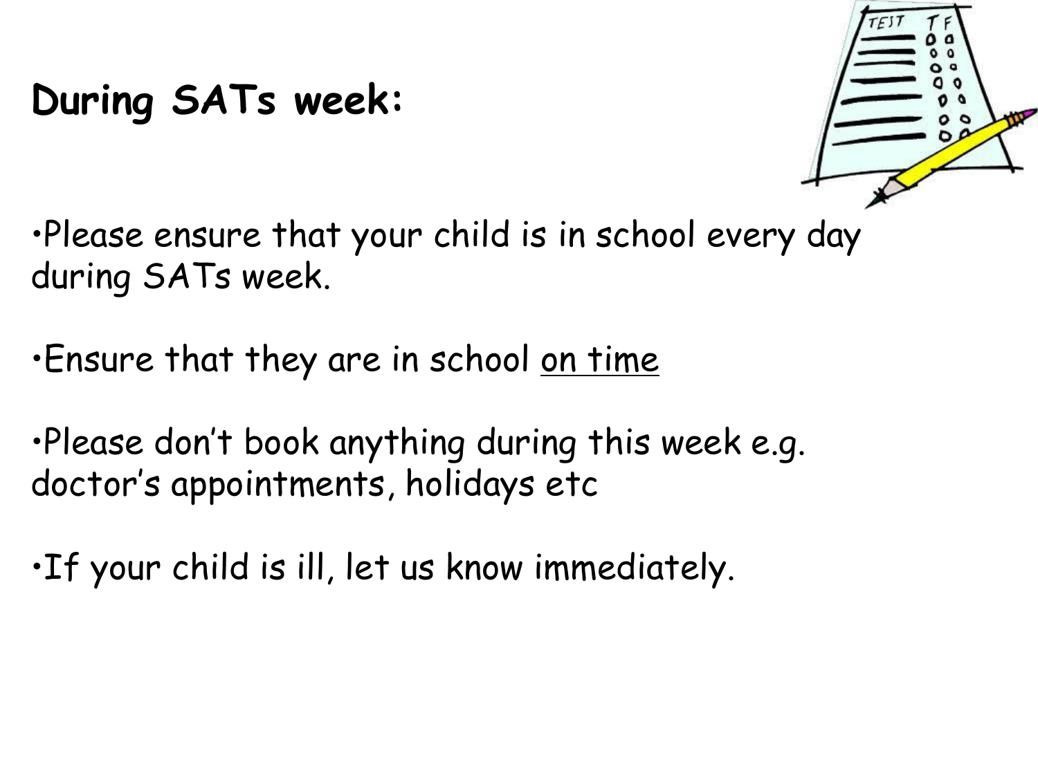## During SATs week:

- Please ensure that your child is in school every day during SATs week.
- Ensure that they are in school <u>on time</u>
- Please don't book anything during this week e.g. doctor's appointments, holidays etc
- If your child is ill, let us know immediately.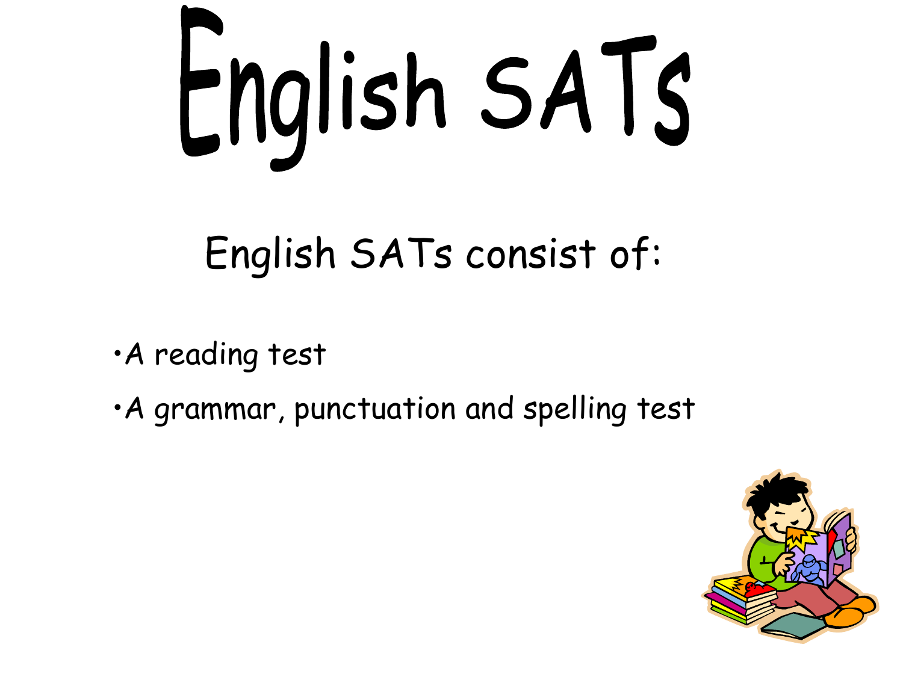# English SATs

English SATs consist of:

- A reading test
- A grammar, punctuation and spelling test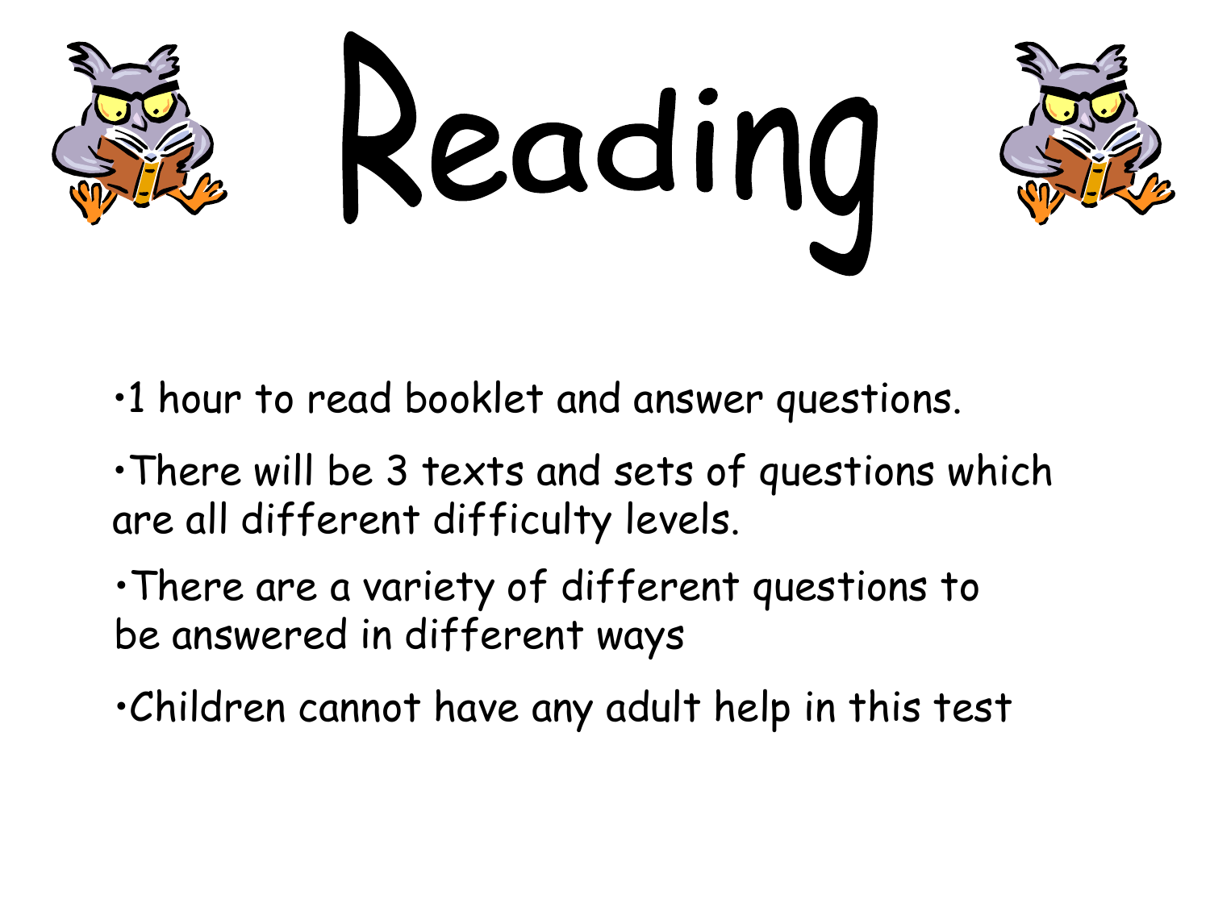# Reading

- 1 hour to read booklet and answer questions.
- There will be 3 texts and sets of questions which are all different difficulty levels.
- There are a variety of different questions to be answered in different ways
- Children cannot have any adult help in this test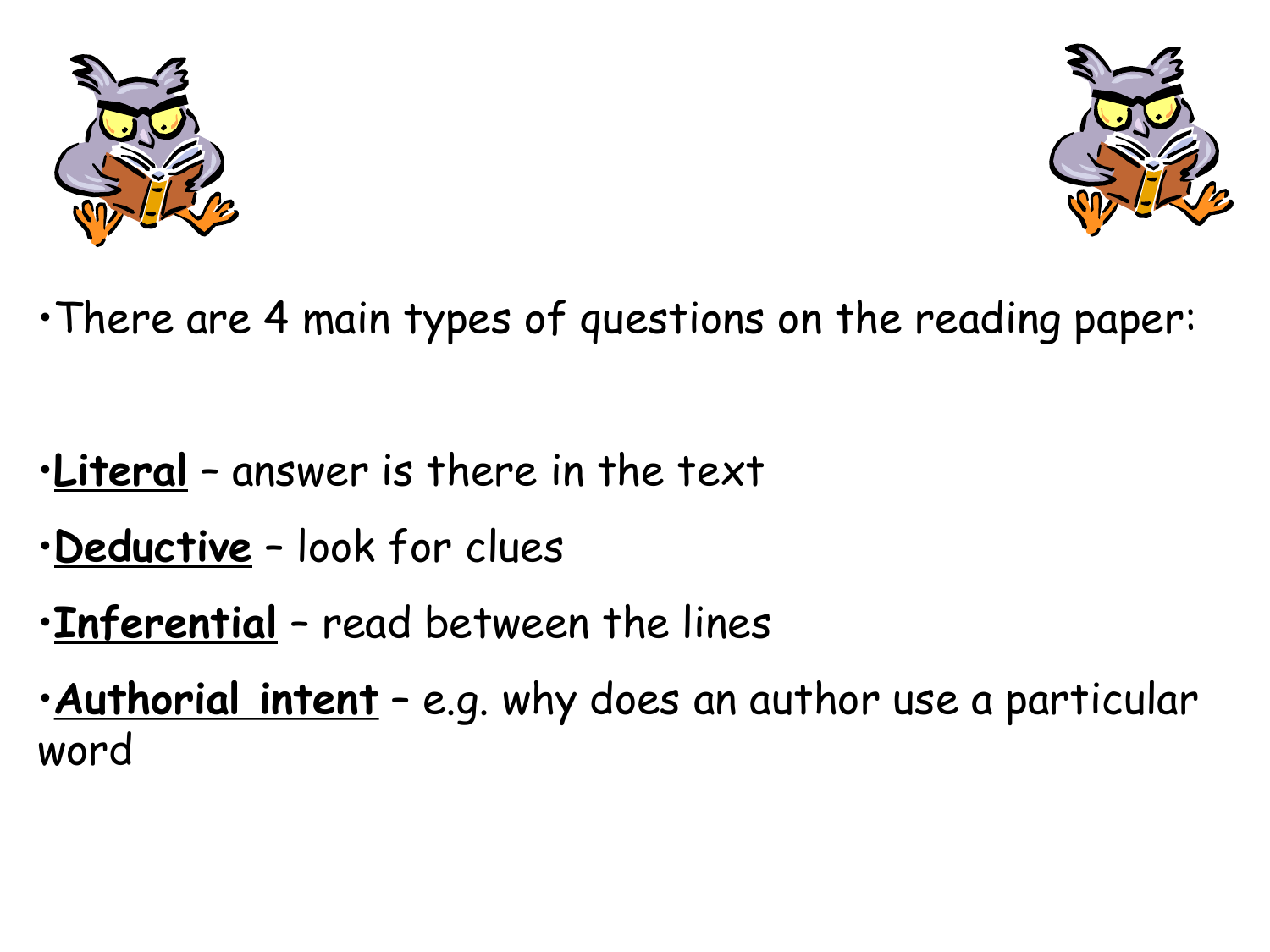- There are 4 main types of questions on the reading paper:

- **Literal** – answer is there in the text
- **Deductive** – look for clues
- **Inferential** – read between the lines
- **Authorial intent** – e.g. why does an author use a particular word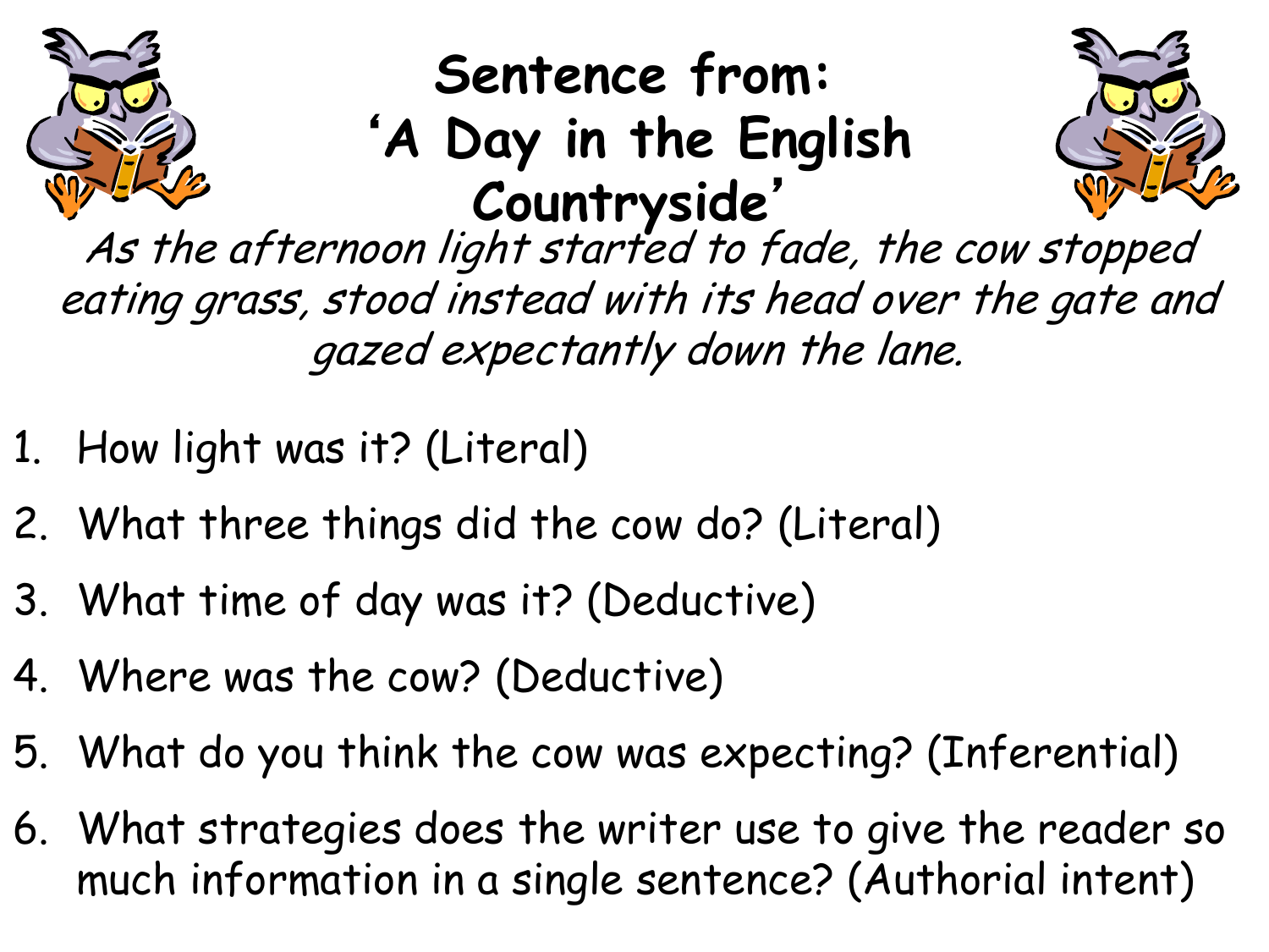# Sentence from: 'A Day in the English Countryside'

*As the afternoon light started to fade, the cow stopped eating grass, stood instead with its head over the gate and gazed expectantly down the lane.*

1. How light was it? (Literal)
2. What three things did the cow do? (Literal)
3. What time of day was it? (Deductive)
4. Where was the cow? (Deductive)
5. What do you think the cow was expecting? (Inferential)
6. What strategies does the writer use to give the reader so much information in a single sentence? (Authorial intent)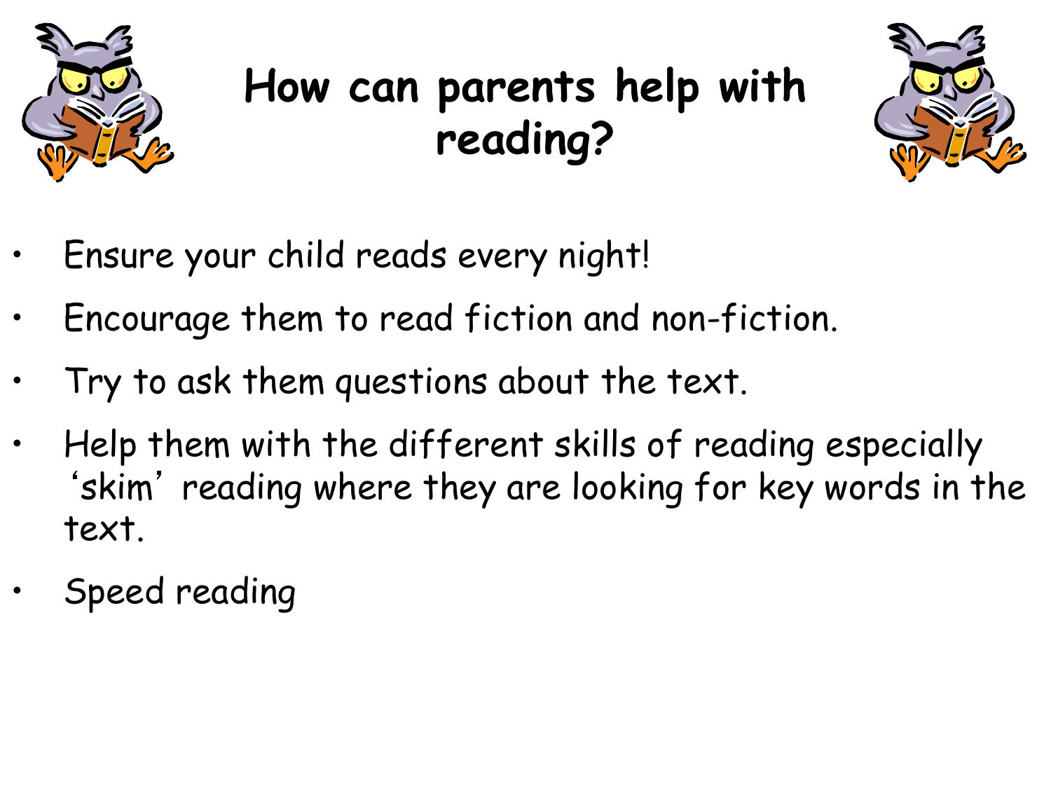# How can parents help with reading?

- Ensure your child reads every night!
- Encourage them to read fiction and non-fiction.
- Try to ask them questions about the text.
- Help them with the different skills of reading especially 'skim' reading where they are looking for key words in the text.
- Speed reading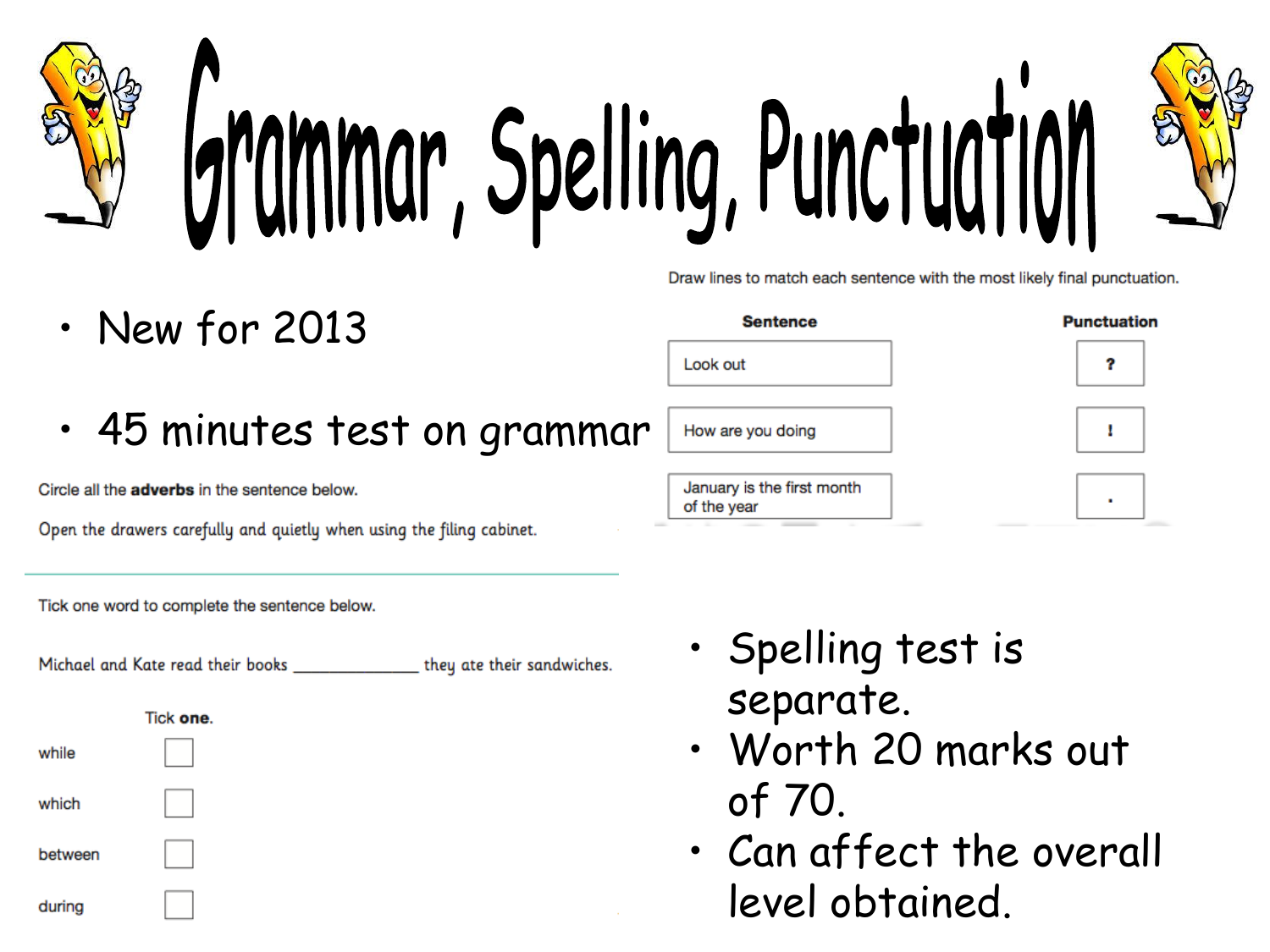# Grammar, Spelling, Punctuation

- New for 2013
- 45 minutes test on grammar

Draw lines to match each sentence with the most likely final punctuation.

| Sentence | Punctuation |
| --- | --- |
| Look out | ? |
| How are you doing | ! |
| January is the first month of the year | . |

Circle all the **adverbs** in the sentence below.

Open the drawers carefully and quietly when using the filing cabinet.

Tick one word to complete the sentence below.

Michael and Kate read their books _____________ they ate their sandwiches.

Tick **one**.

- while ☐
- which ☐
- between ☐
- during ☐

- Spelling test is separate.
- Worth 20 marks out of 70.
- Can affect the overall level obtained.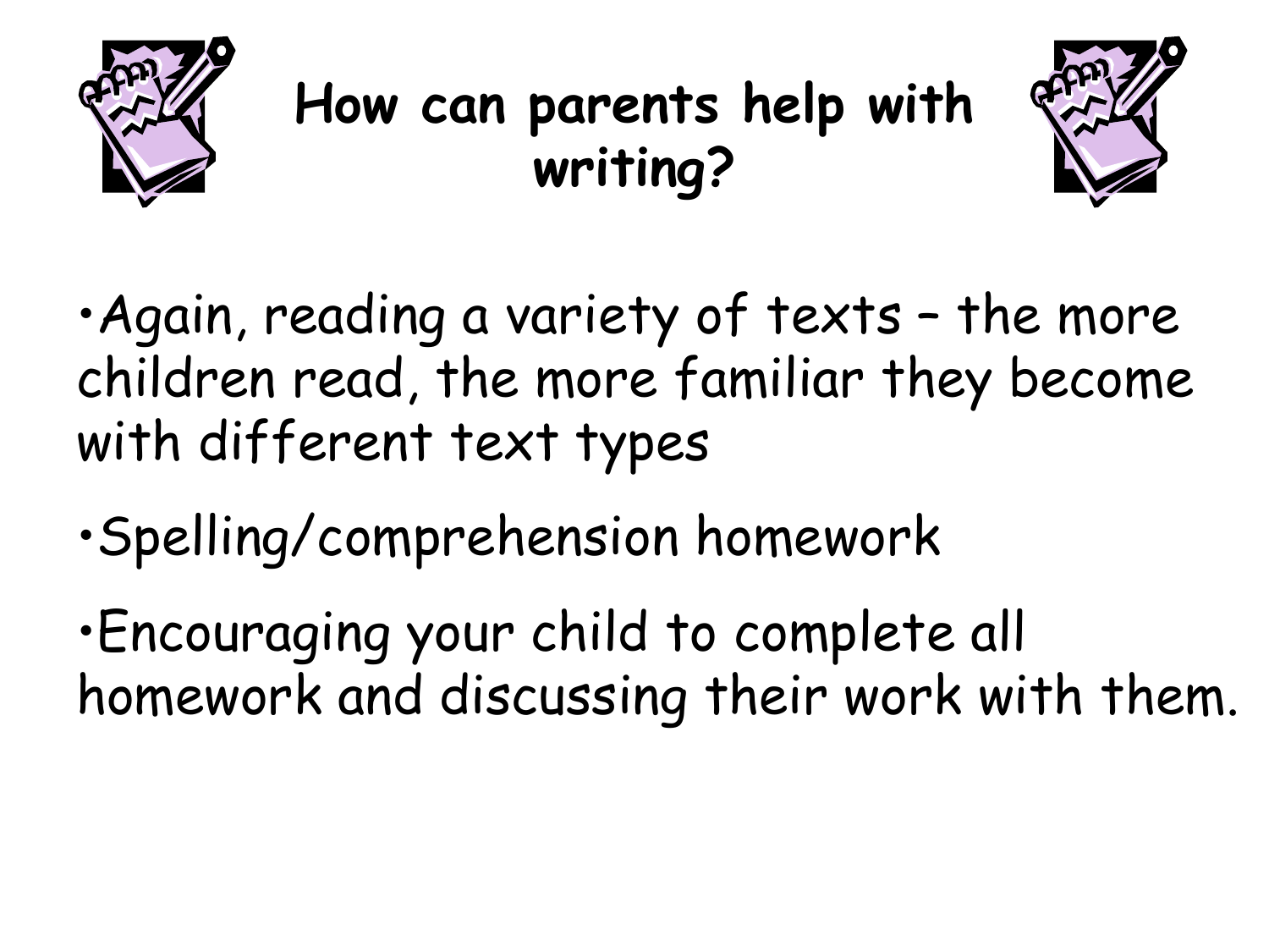# How can parents help with writing?

- Again, reading a variety of texts – the more children read, the more familiar they become with different text types
- Spelling/comprehension homework
- Encouraging your child to complete all homework and discussing their work with them.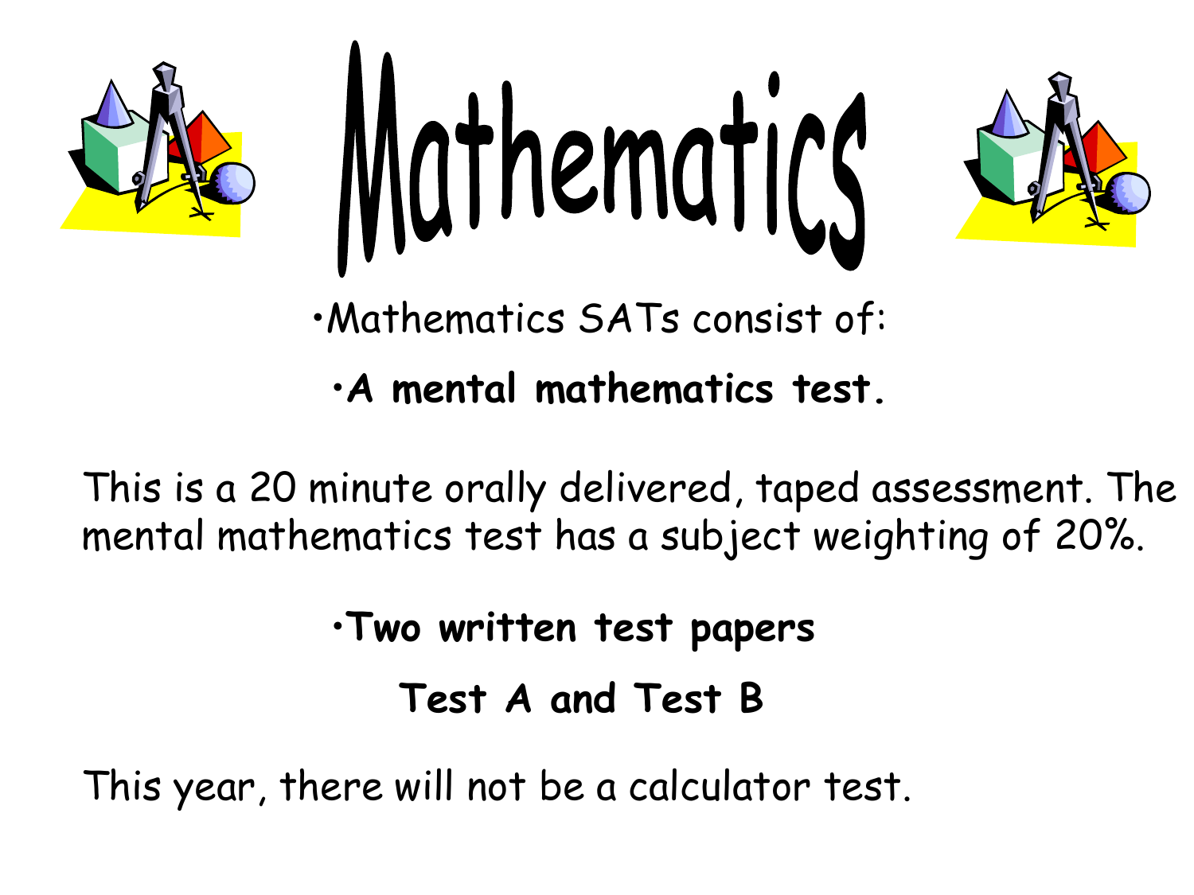# Mathematics

- Mathematics SATs consist of:
  - **A mental mathematics test.**

This is a 20 minute orally delivered, taped assessment. The mental mathematics test has a subject weighting of 20%.

- **Two written test papers**

**Test A and Test B**

This year, there will not be a calculator test.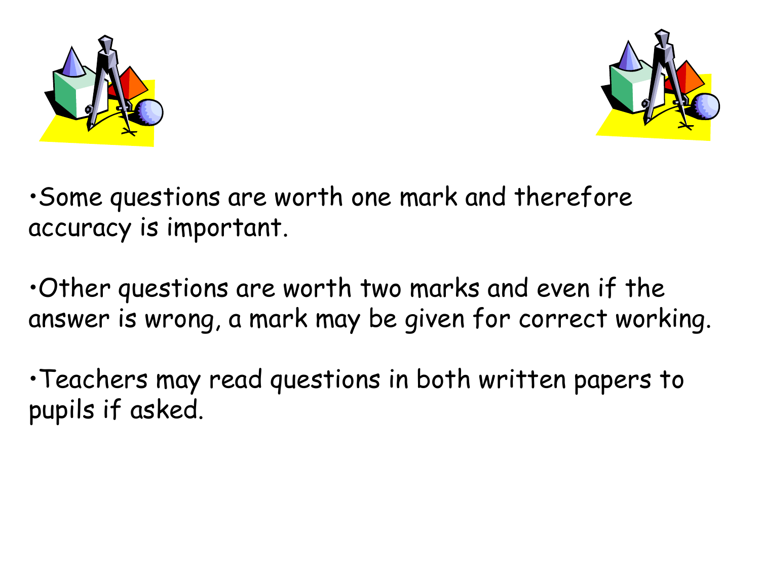- Some questions are worth one mark and therefore accuracy is important.

- Other questions are worth two marks and even if the answer is wrong, a mark may be given for correct working.

- Teachers may read questions in both written papers to pupils if asked.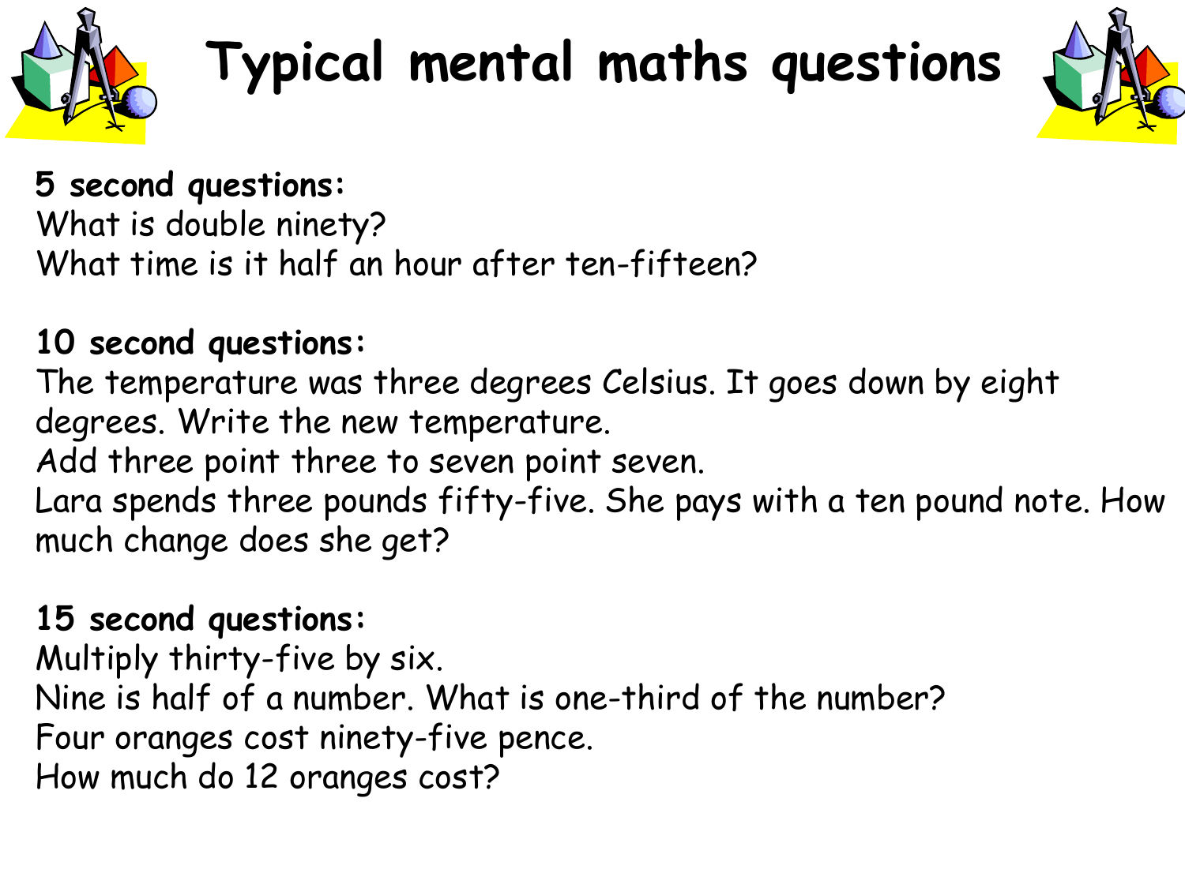# Typical mental maths questions

**5 second questions:**
What is double ninety?
What time is it half an hour after ten-fifteen?

**10 second questions:**
The temperature was three degrees Celsius. It goes down by eight degrees. Write the new temperature.
Add three point three to seven point seven.
Lara spends three pounds fifty-five. She pays with a ten pound note. How much change does she get?

**15 second questions:**
Multiply thirty-five by six.
Nine is half of a number. What is one-third of the number?
Four oranges cost ninety-five pence.
How much do 12 oranges cost?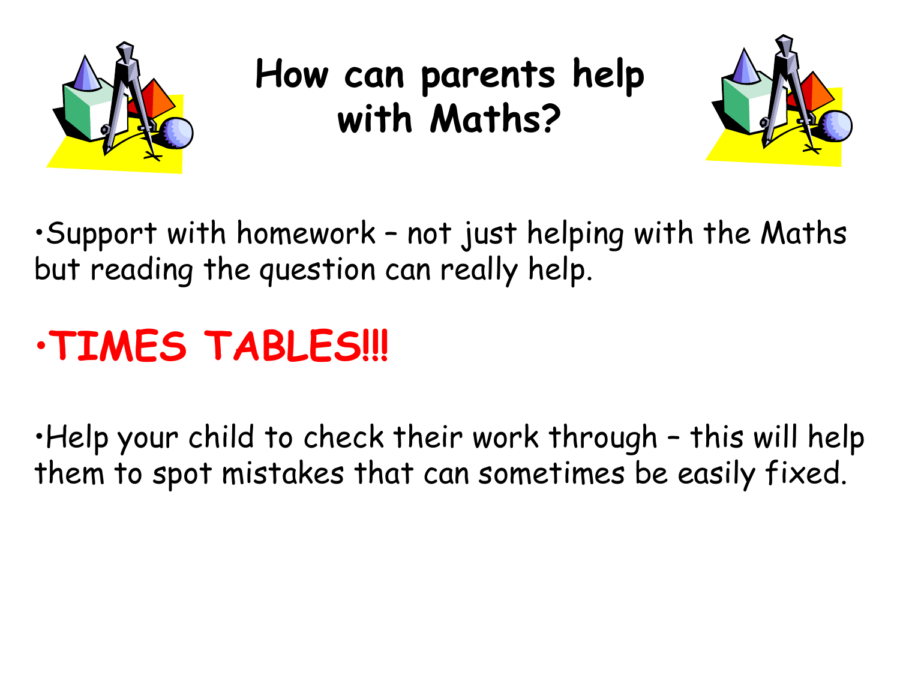# How can parents help with Maths?

- Support with homework – not just helping with the Maths but reading the question can really help.
- **TIMES TABLES!!!**
- Help your child to check their work through – this will help them to spot mistakes that can sometimes be easily fixed.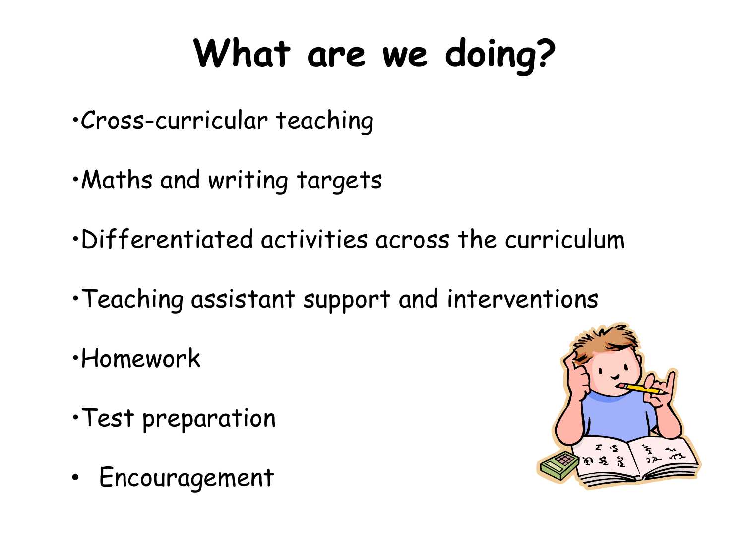# What are we doing?

- Cross-curricular teaching
- Maths and writing targets
- Differentiated activities across the curriculum
- Teaching assistant support and interventions
- Homework
- Test preparation
- Encouragement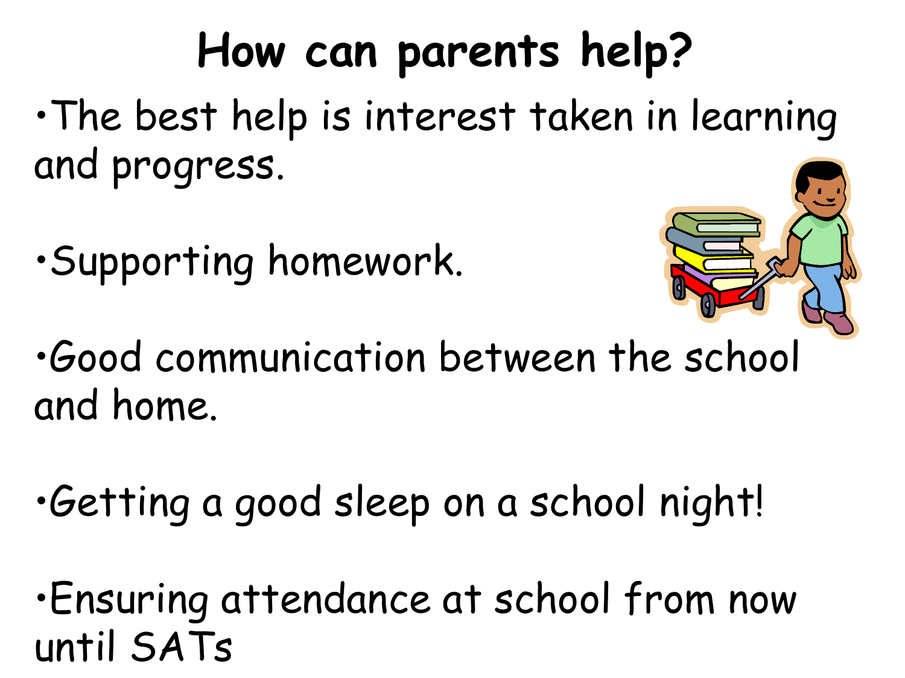# How can parents help?

- The best help is interest taken in learning and progress.
- Supporting homework.
- Good communication between the school and home.
- Getting a good sleep on a school night!
- Ensuring attendance at school from now until SATs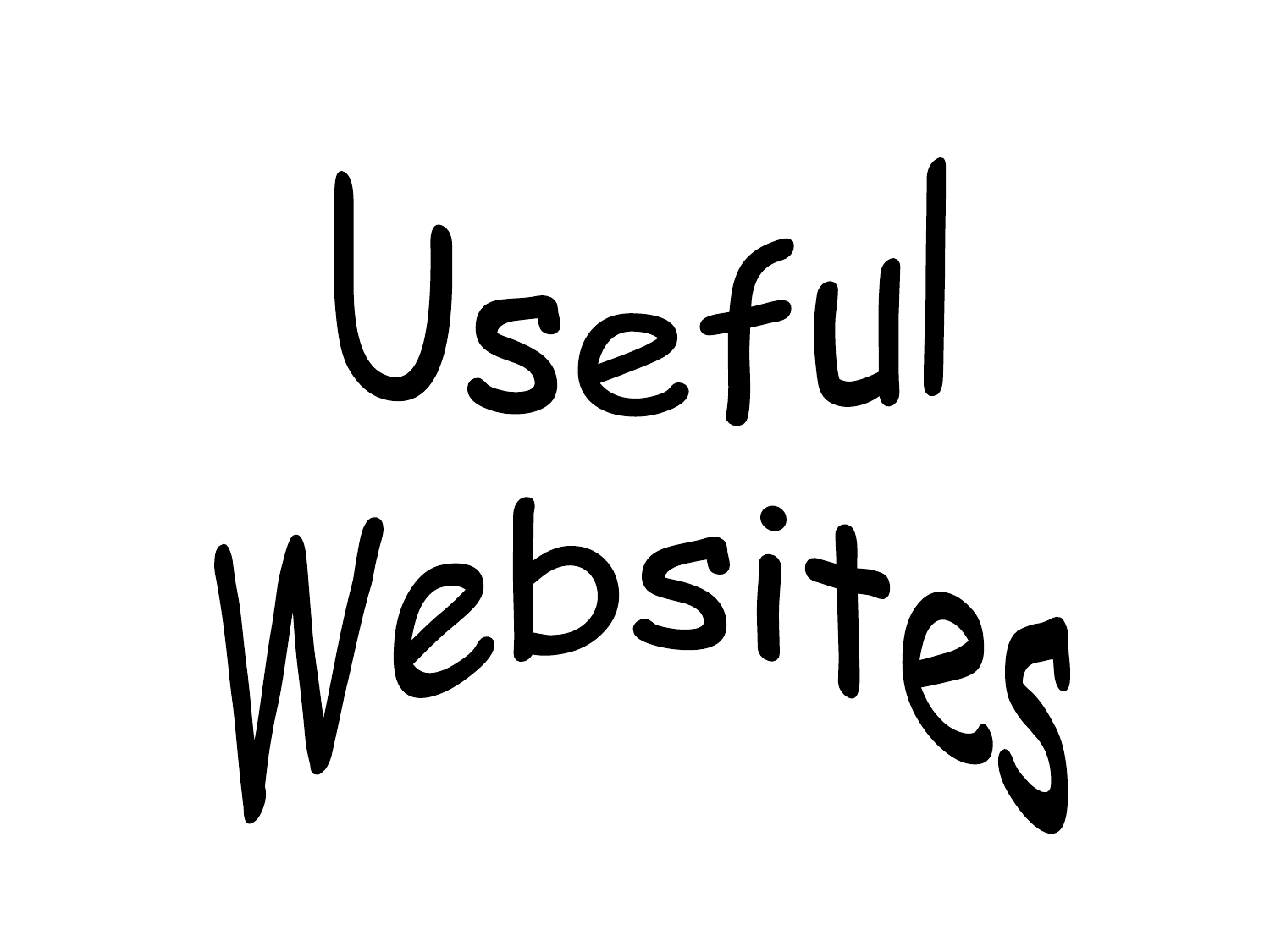# Useful Websites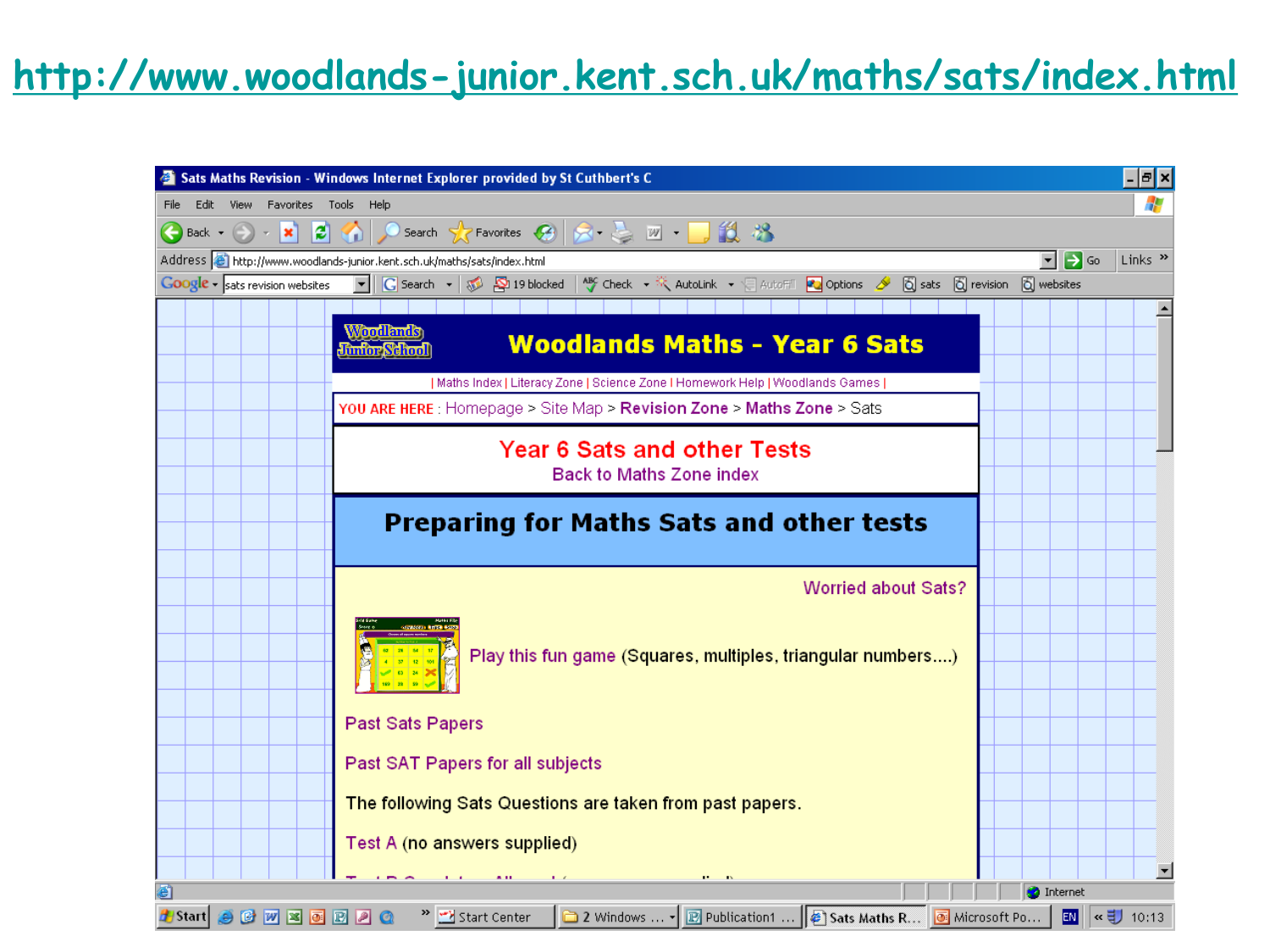http://www.woodlands-junior.kent.sch.uk/maths/sats/index.html

Sats Maths Revision - Windows Internet Explorer provided by St Cuthbert's C

# Woodlands Maths - Year 6 Sats

| Maths Index | Literacy Zone | Science Zone | Homework Help | Woodlands Games |

YOU ARE HERE : Homepage > Site Map > Revision Zone > Maths Zone > Sats

## Year 6 Sats and other Tests

Back to Maths Zone index

## Preparing for Maths Sats and other tests

Worried about Sats?

Play this fun game (Squares, multiples, triangular numbers....)

Past Sats Papers

Past SAT Papers for all subjects

The following Sats Questions are taken from past papers.

Test A (no answers supplied)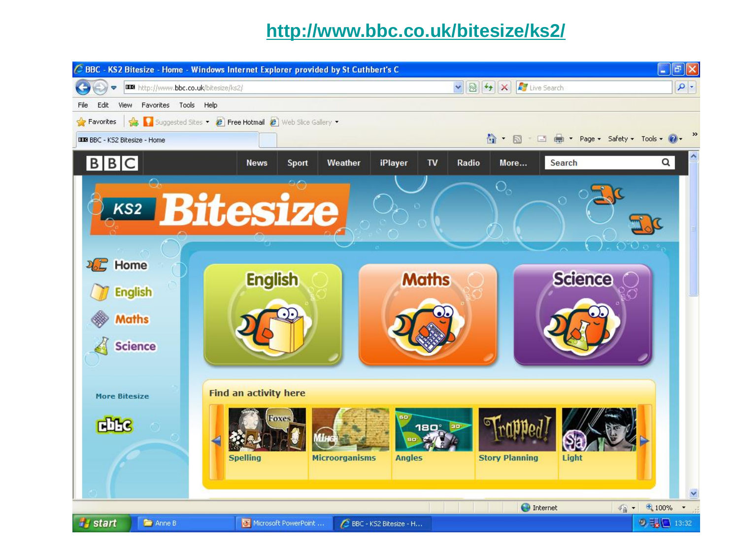http://www.bbc.co.uk/bitesize/ks2/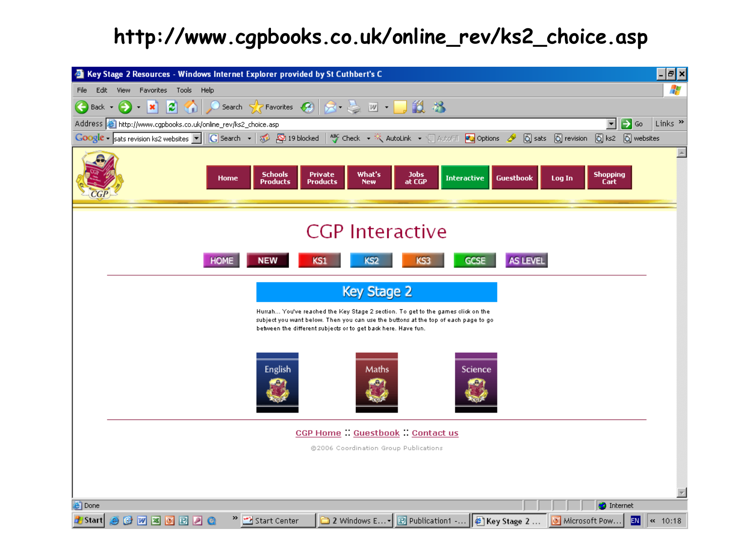http://www.cgpbooks.co.uk/online_rev/ks2_choice.asp

Key Stage 2 Resources - Windows Internet Explorer provided by St Cuthbert's C

File Edit View Favorites Tools Help

Address http://www.cgpbooks.co.uk/online_rev/ks2_choice.asp

Google sats revision ks2 websites | Search | 19 blocked | Check | AutoLink | AutoFill | Options | sats | revision | ks2 | websites

Home | Schools Products | Private Products | What's New | Jobs at CGP | Interactive | Guestbook | Log In | Shopping Cart

# CGP Interactive

HOME | NEW | KS1 | KS2 | KS3 | GCSE | AS LEVEL

## Key Stage 2

Hurrah... You've reached the Key Stage 2 section. To get to the games click on the subject you want below. Then you can use the buttons at the top of each page to go between the different subjects or to get back here. Have fun.

English | Maths | Science

CGP Home :: Guestbook :: Contact us

©2006 Coordination Group Publications

Done | Internet

Start | Start Center | 2 Windows E... | Publication1 -... | Key Stage 2 ... | Microsoft Pow... | EN | 10:18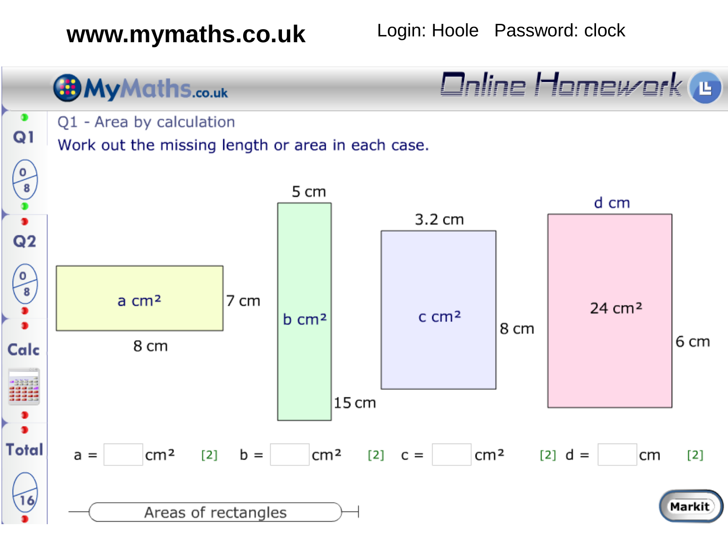**www.mymaths.co.uk** Login: Hoole Password: clock

MyMaths.co.uk — Online Homework

Q1 | 0/8

Q2 | 0/8

Calc

Total | 16

## Q1 - Area by calculation

Work out the missing length or area in each case.

- Rectangle: a cm², 8 cm by 7 cm
- Rectangle: b cm², 5 cm by 15 cm
- Rectangle: c cm², 3.2 cm by 8 cm
- Rectangle: 24 cm², d cm by 6 cm

a = ____ cm² [2] b = ____ cm² [2] c = ____ cm² [2] d = ____ cm [2]

Areas of rectangles

Markit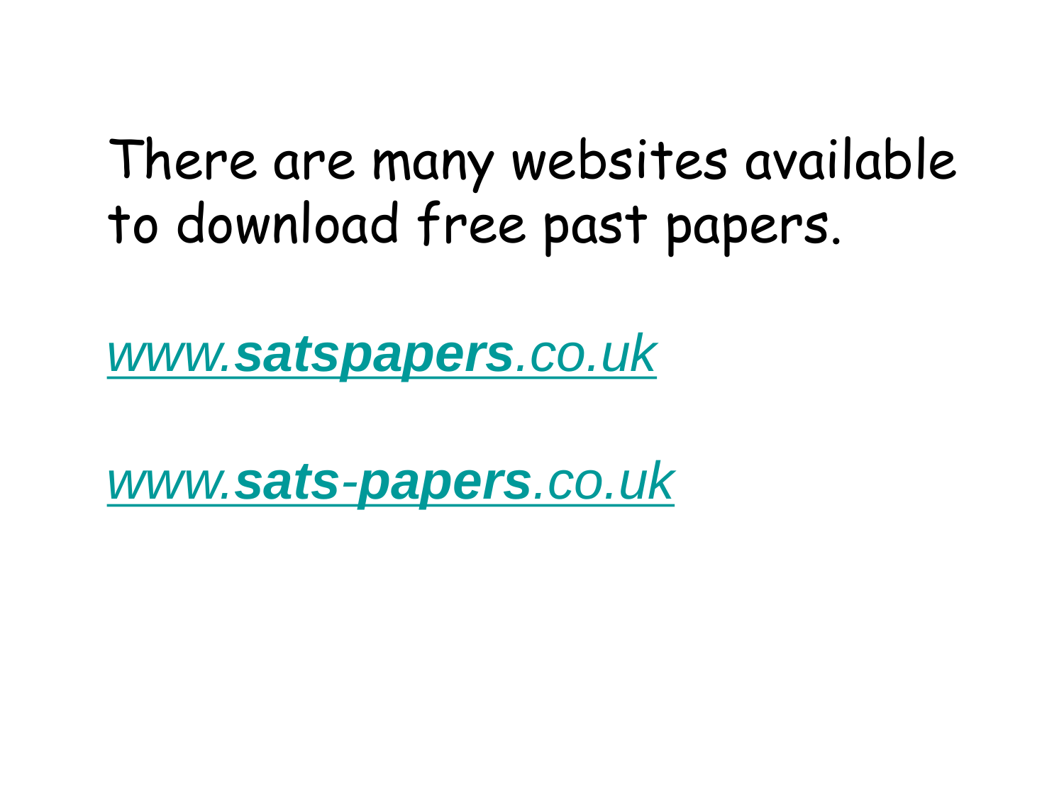There are many websites available to download free past papers.

*www.**satspapers**.co.uk*

*www.**sats-papers**.co.uk*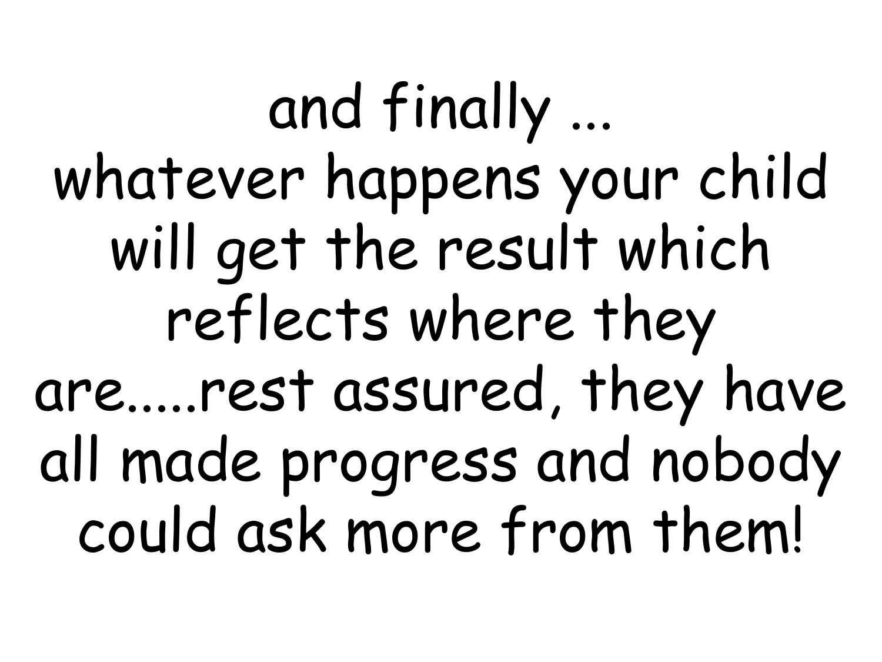and finally ...
whatever happens your child will get the result which reflects where they are.....rest assured, they have all made progress and nobody could ask more from them!